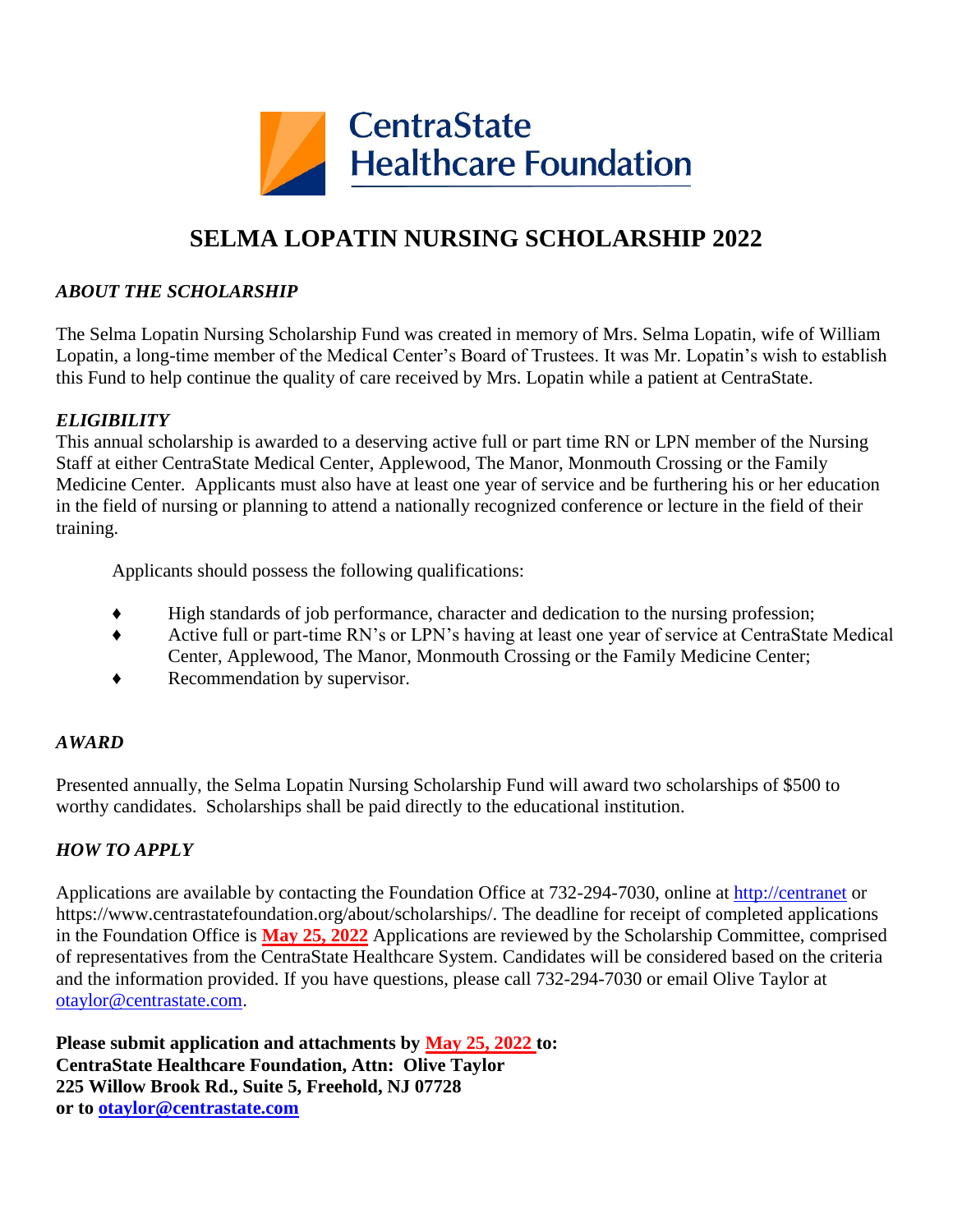CentraState Healthcare Foundation

# SELMA LOPATIN NURSING SCHOLARSHIP 2022

### *ABOUT THE SCHOLARSHIP*

The Selma Lopatin Nursing Scholarship Fund was created in memory of Mrs. Selma Lopatin, wife of William Lopatin, a long-time member of the Medical Center's Board of Trustees. It was Mr. Lopatin's wish to establish this Fund to help continue the quality of care received by Mrs. Lopatin while a patient at CentraState.

### *ELIGIBILITY*

This annual scholarship is awarded to a deserving active full or part time RN or LPN member of the Nursing Staff at either CentraState Medical Center, Applewood, The Manor, Monmouth Crossing or the Family Medicine Center. Applicants must also have at least one year of service and be furthering his or her education in the field of nursing or planning to attend a nationally recognized conference or lecture in the field of their training.

Applicants should possess the following qualifications:

- High standards of job performance, character and dedication to the nursing profession;
- Active full or part-time RN's or LPN's having at least one year of service at CentraState Medical Center, Applewood, The Manor, Monmouth Crossing or the Family Medicine Center;
- Recommendation by supervisor.

### *AWARD*

Presented annually, the Selma Lopatin Nursing Scholarship Fund will award two scholarships of $500 to worthy candidates. Scholarships shall be paid directly to the educational institution.

### *HOW TO APPLY*

Applications are available by contacting the Foundation Office at 732-294-7030, online at http://centranet or https://www.centrastatefoundation.org/about/scholarships/. The deadline for receipt of completed applications in the Foundation Office is **May 25, 2022** Applications are reviewed by the Scholarship Committee, comprised of representatives from the CentraState Healthcare System. Candidates will be considered based on the criteria and the information provided. If you have questions, please call 732-294-7030 or email Olive Taylor at otaylor@centrastate.com.

**Please submit application and attachments by May 25, 2022 to:**
**CentraState Healthcare Foundation, Attn: Olive Taylor**
**225 Willow Brook Rd., Suite 5, Freehold, NJ 07728**
**or to otaylor@centrastate.com**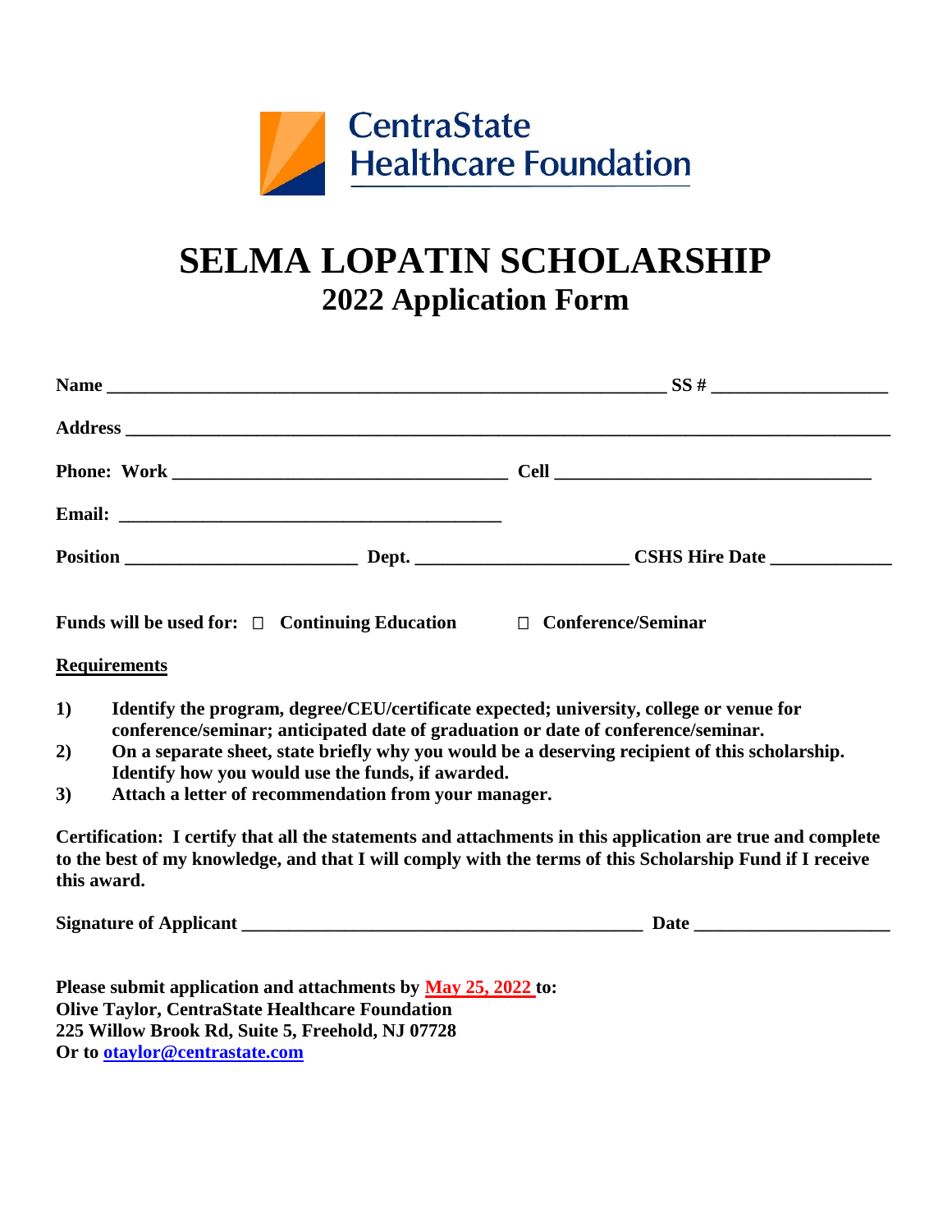CentraState Healthcare Foundation

# SELMA LOPATIN SCHOLARSHIP

## 2022 Application Form

**Name** ______________________________________________________ **SS #** ________________

**Address** ___________________________________________________________________________

**Phone: Work** ________________________________ **Cell** ______________________________

**Email:** _____________________________________

**Position** _______________________ **Dept.** ___________________ **CSHS Hire Date** ___________

**Funds will be used for:** ☐ **Continuing Education** ☐ **Conference/Seminar**

**Requirements**

1) **Identify the program, degree/CEU/certificate expected; university, college or venue for conference/seminar; anticipated date of graduation or date of conference/seminar.**
2) **On a separate sheet, state briefly why you would be a deserving recipient of this scholarship. Identify how you would use the funds, if awarded.**
3) **Attach a letter of recommendation from your manager.**

**Certification: I certify that all the statements and attachments in this application are true and complete to the best of my knowledge, and that I will comply with the terms of this Scholarship Fund if I receive this award.**

**Signature of Applicant** ________________________________________ **Date** __________________

**Please submit application and attachments by May 25, 2022 to:**
**Olive Taylor, CentraState Healthcare Foundation**
**225 Willow Brook Rd, Suite 5, Freehold, NJ 07728**
**Or to otaylor@centrastate.com**